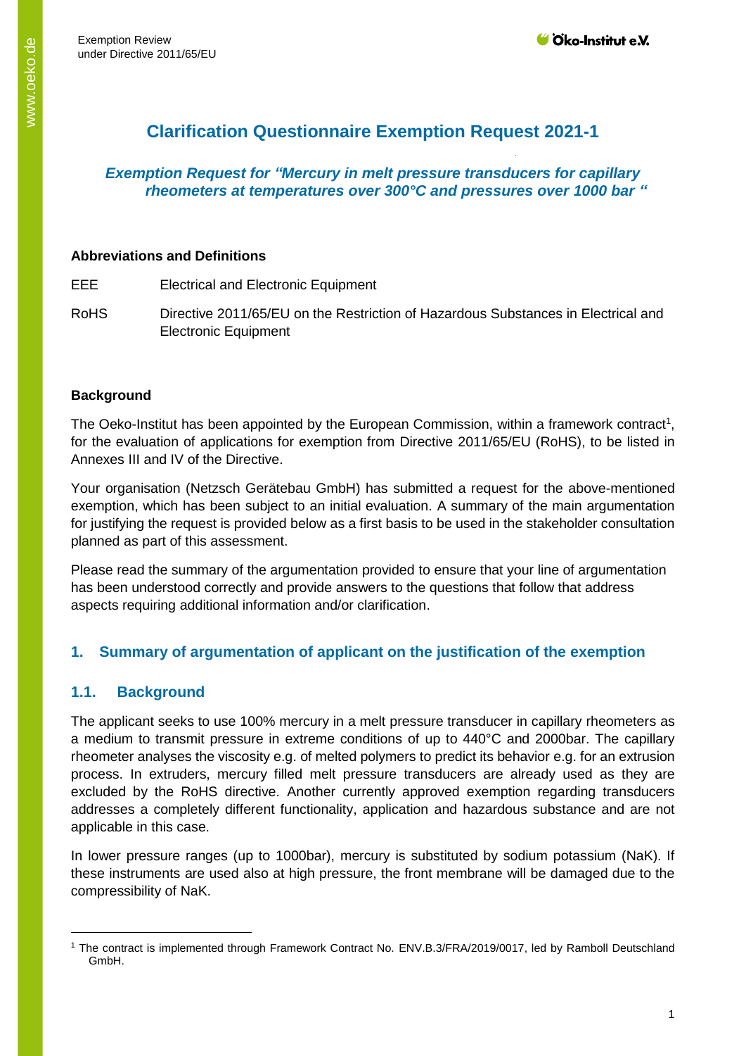# Clarification Questionnaire Exemption Request 2021-1

## *Exemption Request for "Mercury in melt pressure transducers for capillary rheometers at temperatures over 300°C and pressures over 1000 bar "*

**Abbreviations and Definitions**

| | |
|---|---|
| EEE | Electrical and Electronic Equipment |
| RoHS | Directive 2011/65/EU on the Restriction of Hazardous Substances in Electrical and Electronic Equipment |

**Background**

The Oeko-Institut has been appointed by the European Commission, within a framework contract[1], for the evaluation of applications for exemption from Directive 2011/65/EU (RoHS), to be listed in Annexes III and IV of the Directive.

Your organisation (Netzsch Gerätebau GmbH) has submitted a request for the above-mentioned exemption, which has been subject to an initial evaluation. A summary of the main argumentation for justifying the request is provided below as a first basis to be used in the stakeholder consultation planned as part of this assessment.

Please read the summary of the argumentation provided to ensure that your line of argumentation has been understood correctly and provide answers to the questions that follow that address aspects requiring additional information and/or clarification.

## 1. Summary of argumentation of applicant on the justification of the exemption

### 1.1. Background

The applicant seeks to use 100% mercury in a melt pressure transducer in capillary rheometers as a medium to transmit pressure in extreme conditions of up to 440°C and 2000bar. The capillary rheometer analyses the viscosity e.g. of melted polymers to predict its behavior e.g. for an extrusion process. In extruders, mercury filled melt pressure transducers are already used as they are excluded by the RoHS directive. Another currently approved exemption regarding transducers addresses a completely different functionality, application and hazardous substance and are not applicable in this case.

In lower pressure ranges (up to 1000bar), mercury is substituted by sodium potassium (NaK). If these instruments are used also at high pressure, the front membrane will be damaged due to the compressibility of NaK.

[1] The contract is implemented through Framework Contract No. ENV.B.3/FRA/2019/0017, led by Ramboll Deutschland GmbH.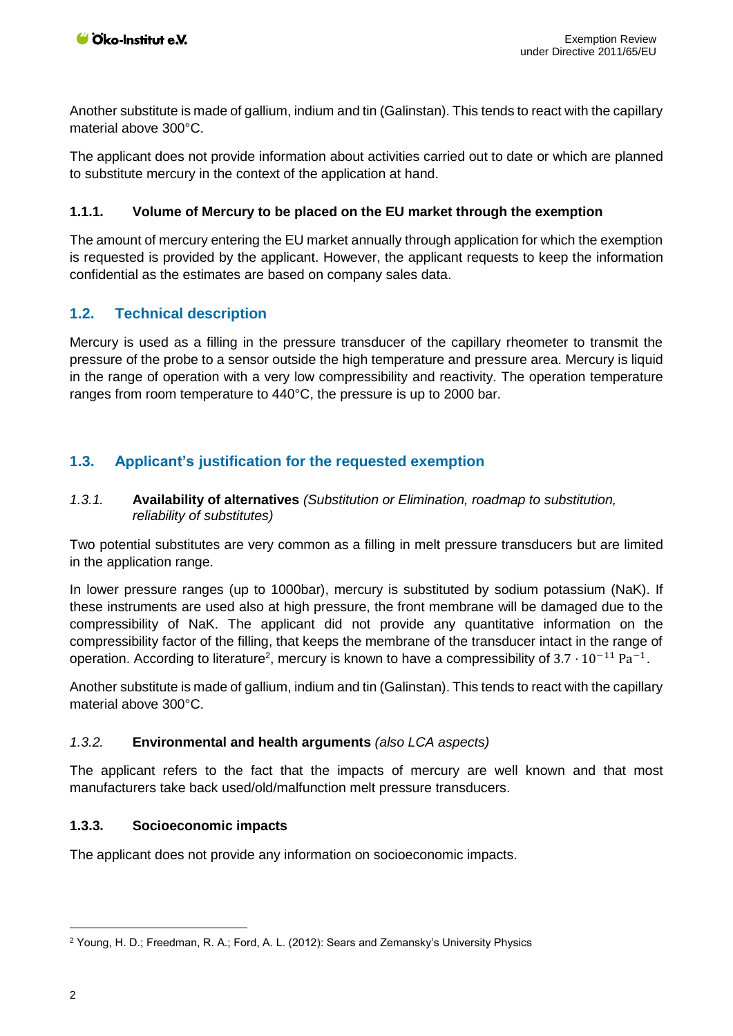Another substitute is made of gallium, indium and tin (Galinstan). This tends to react with the capillary material above 300°C.

The applicant does not provide information about activities carried out to date or which are planned to substitute mercury in the context of the application at hand.

#### 1.1.1. Volume of Mercury to be placed on the EU market through the exemption

The amount of mercury entering the EU market annually through application for which the exemption is requested is provided by the applicant. However, the applicant requests to keep the information confidential as the estimates are based on company sales data.

## 1.2. Technical description

Mercury is used as a filling in the pressure transducer of the capillary rheometer to transmit the pressure of the probe to a sensor outside the high temperature and pressure area. Mercury is liquid in the range of operation with a very low compressibility and reactivity. The operation temperature ranges from room temperature to 440°C, the pressure is up to 2000 bar.

## 1.3. Applicant's justification for the requested exemption

#### *1.3.1.* **Availability of alternatives** *(Substitution or Elimination, roadmap to substitution, reliability of substitutes)*

Two potential substitutes are very common as a filling in melt pressure transducers but are limited in the application range.

In lower pressure ranges (up to 1000bar), mercury is substituted by sodium potassium (NaK). If these instruments are used also at high pressure, the front membrane will be damaged due to the compressibility of NaK. The applicant did not provide any quantitative information on the compressibility factor of the filling, that keeps the membrane of the transducer intact in the range of operation. According to literature[2], mercury is known to have a compressibility of $3.7 \cdot 10^{-11}\ \mathrm{Pa}^{-1}$.

Another substitute is made of gallium, indium and tin (Galinstan). This tends to react with the capillary material above 300°C.

#### *1.3.2.* **Environmental and health arguments** *(also LCA aspects)*

The applicant refers to the fact that the impacts of mercury are well known and that most manufacturers take back used/old/malfunction melt pressure transducers.

#### 1.3.3. Socioeconomic impacts

The applicant does not provide any information on socioeconomic impacts.

---

[2] Young, H. D.; Freedman, R. A.; Ford, A. L. (2012): Sears and Zemansky's University Physics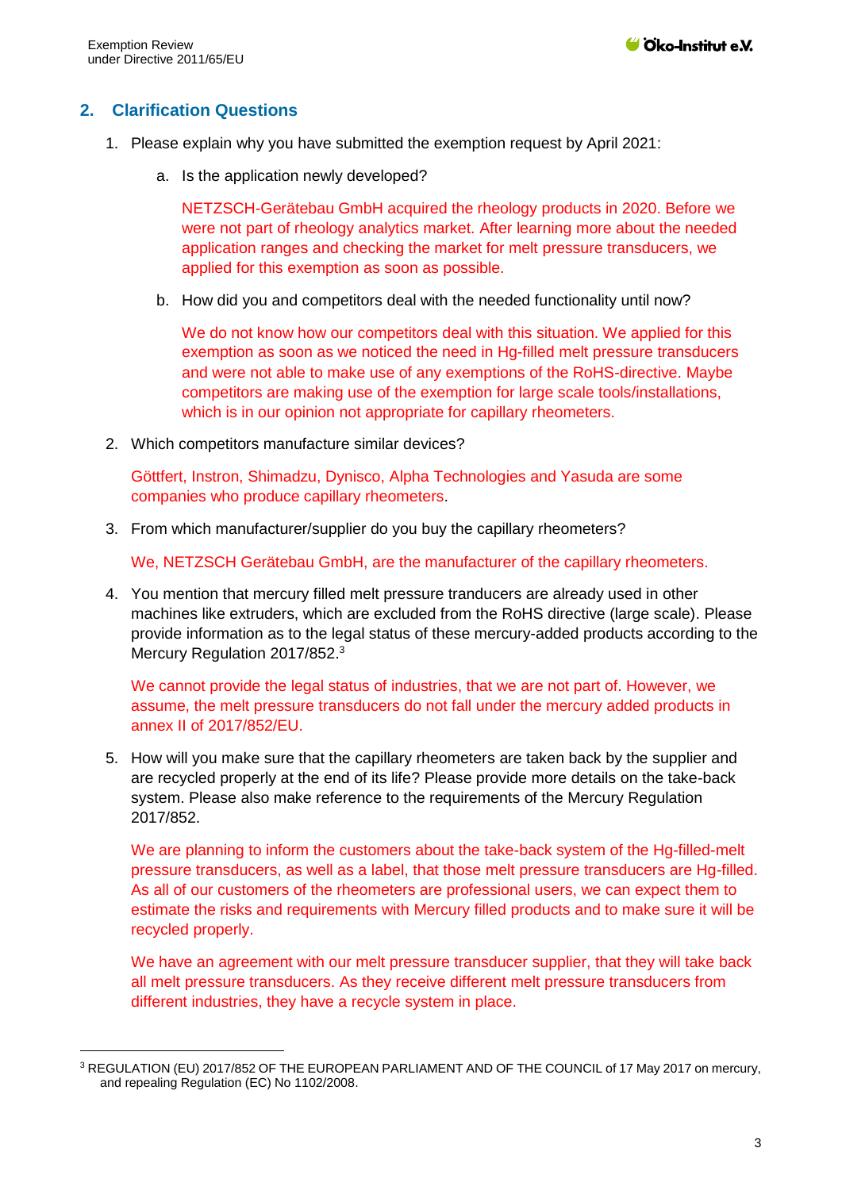## 2. Clarification Questions

1. Please explain why you have submitted the exemption request by April 2021:

   a. Is the application newly developed?

      NETZSCH-Gerätebau GmbH acquired the rheology products in 2020. Before we were not part of rheology analytics market. After learning more about the needed application ranges and checking the market for melt pressure transducers, we applied for this exemption as soon as possible.

   b. How did you and competitors deal with the needed functionality until now?

      We do not know how our competitors deal with this situation. We applied for this exemption as soon as we noticed the need in Hg-filled melt pressure transducers and were not able to make use of any exemptions of the RoHS-directive. Maybe competitors are making use of the exemption for large scale tools/installations, which is in our opinion not appropriate for capillary rheometers.

2. Which competitors manufacture similar devices?

   Göttfert, Instron, Shimadzu, Dynisco, Alpha Technologies and Yasuda are some companies who produce capillary rheometers.

3. From which manufacturer/supplier do you buy the capillary rheometers?

   We, NETZSCH Gerätebau GmbH, are the manufacturer of the capillary rheometers.

4. You mention that mercury filled melt pressure tranducers are already used in other machines like extruders, which are excluded from the RoHS directive (large scale). Please provide information as to the legal status of these mercury-added products according to the Mercury Regulation 2017/852.[3]

   We cannot provide the legal status of industries, that we are not part of. However, we assume, the melt pressure transducers do not fall under the mercury added products in annex II of 2017/852/EU.

5. How will you make sure that the capillary rheometers are taken back by the supplier and are recycled properly at the end of its life? Please provide more details on the take-back system. Please also make reference to the requirements of the Mercury Regulation 2017/852.

   We are planning to inform the customers about the take-back system of the Hg-filled-melt pressure transducers, as well as a label, that those melt pressure transducers are Hg-filled. As all of our customers of the rheometers are professional users, we can expect them to estimate the risks and requirements with Mercury filled products and to make sure it will be recycled properly.

   We have an agreement with our melt pressure transducer supplier, that they will take back all melt pressure transducers. As they receive different melt pressure transducers from different industries, they have a recycle system in place.

---

[3] REGULATION (EU) 2017/852 OF THE EUROPEAN PARLIAMENT AND OF THE COUNCIL of 17 May 2017 on mercury, and repealing Regulation (EC) No 1102/2008.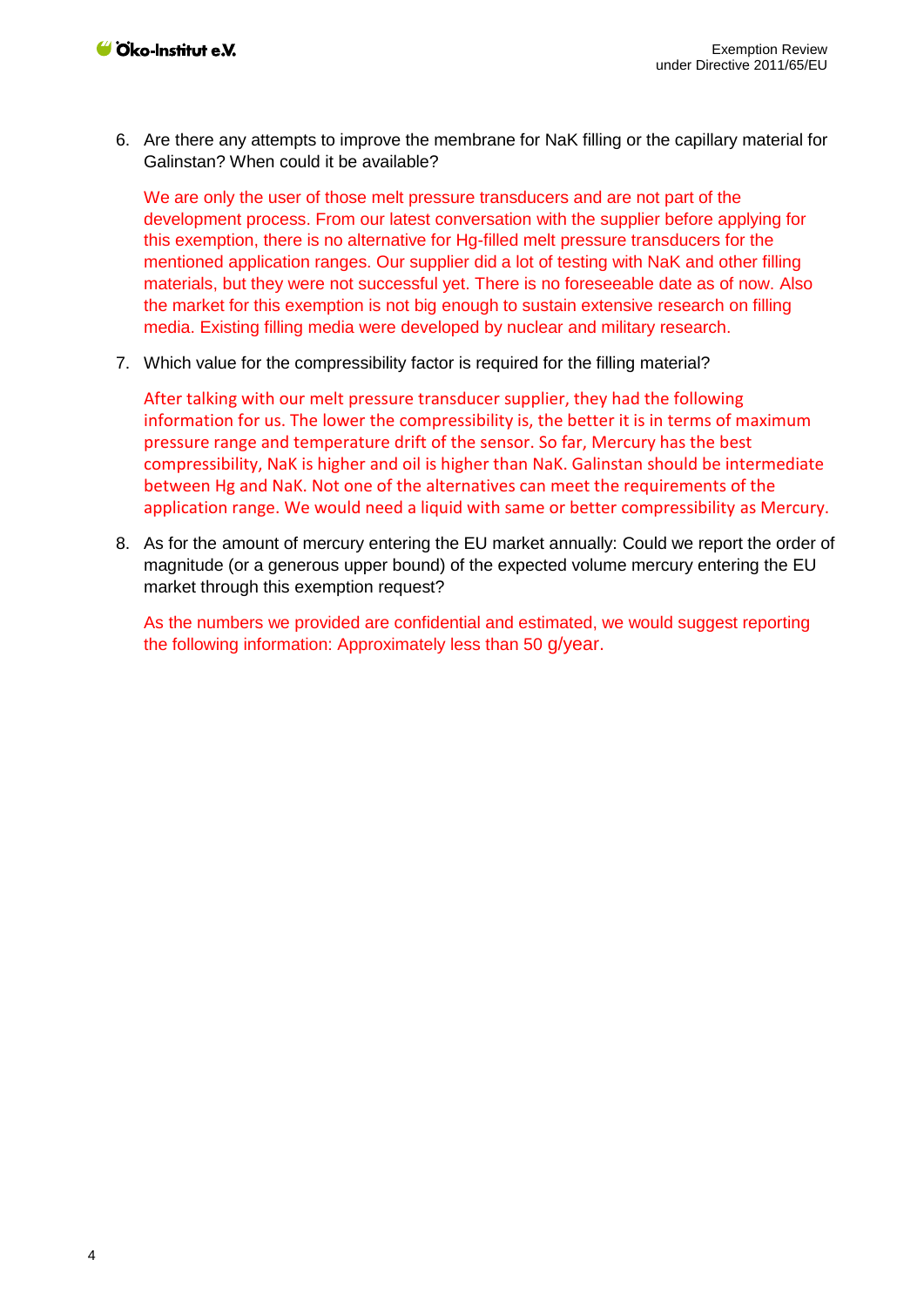6. Are there any attempts to improve the membrane for NaK filling or the capillary material for Galinstan? When could it be available?

   We are only the user of those melt pressure transducers and are not part of the development process. From our latest conversation with the supplier before applying for this exemption, there is no alternative for Hg-filled melt pressure transducers for the mentioned application ranges. Our supplier did a lot of testing with NaK and other filling materials, but they were not successful yet. There is no foreseeable date as of now. Also the market for this exemption is not big enough to sustain extensive research on filling media. Existing filling media were developed by nuclear and military research.

7. Which value for the compressibility factor is required for the filling material?

   After talking with our melt pressure transducer supplier, they had the following information for us. The lower the compressibility is, the better it is in terms of maximum pressure range and temperature drift of the sensor. So far, Mercury has the best compressibility, NaK is higher and oil is higher than NaK. Galinstan should be intermediate between Hg and NaK. Not one of the alternatives can meet the requirements of the application range. We would need a liquid with same or better compressibility as Mercury.

8. As for the amount of mercury entering the EU market annually: Could we report the order of magnitude (or a generous upper bound) of the expected volume mercury entering the EU market through this exemption request?

   As the numbers we provided are confidential and estimated, we would suggest reporting the following information: Approximately less than 50 g/year.